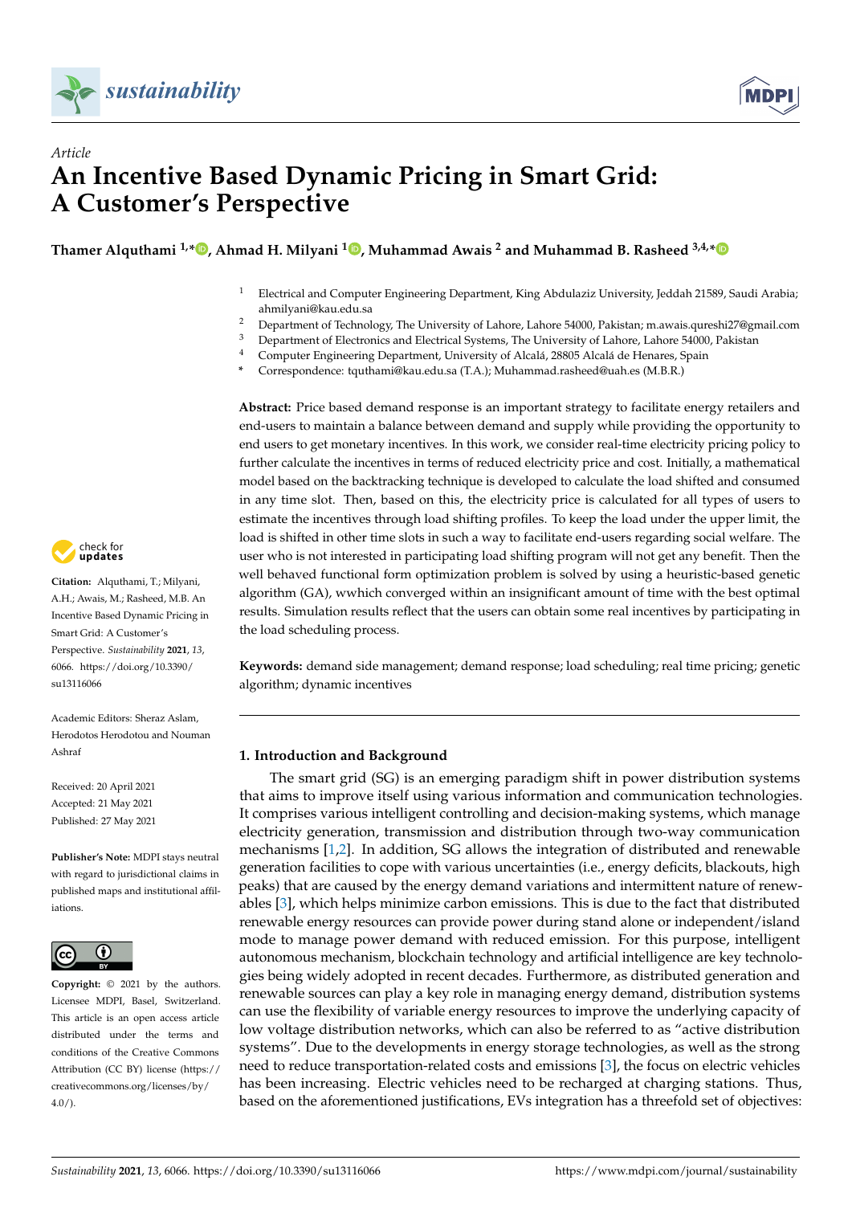Article

# An Incentive Based Dynamic Pricing in Smart Grid: A Customer's Perspective

**Thamer Alquthami [1,*], Ahmad H. Milyani [1], Muhammad Awais [2] and Muhammad B. Rasheed [3,4,*]**

[1] Electrical and Computer Engineering Department, King Abdulaziz University, Jeddah 21589, Saudi Arabia; ahmilyani@kau.edu.sa
[2] Department of Technology, The University of Lahore, Lahore 54000, Pakistan; m.awais.qureshi27@gmail.com
[3] Department of Electronics and Electrical Systems, The University of Lahore, Lahore 54000, Pakistan
[4] Computer Engineering Department, University of Alcalá, 28805 Alcalá de Henares, Spain
* Correspondence: tquthami@kau.edu.sa (T.A.); Muhammad.rasheed@uah.es (M.B.R.)

**Citation:** Alquthami, T.; Milyani, A.H.; Awais, M.; Rasheed, M.B. An Incentive Based Dynamic Pricing in Smart Grid: A Customer's Perspective. *Sustainability* **2021**, *13*, 6066. https://doi.org/10.3390/su13116066

Academic Editors: Sheraz Aslam, Herodotos Herodotou and Nouman Ashraf

Received: 20 April 2021
Accepted: 21 May 2021
Published: 27 May 2021

**Publisher's Note:** MDPI stays neutral with regard to jurisdictional claims in published maps and institutional affiliations.

**Copyright:** © 2021 by the authors. Licensee MDPI, Basel, Switzerland. This article is an open access article distributed under the terms and conditions of the Creative Commons Attribution (CC BY) license (https://creativecommons.org/licenses/by/4.0/).

**Abstract:** Price based demand response is an important strategy to facilitate energy retailers and end-users to maintain a balance between demand and supply while providing the opportunity to end users to get monetary incentives. In this work, we consider real-time electricity pricing policy to further calculate the incentives in terms of reduced electricity price and cost. Initially, a mathematical model based on the backtracking technique is developed to calculate the load shifted and consumed in any time slot. Then, based on this, the electricity price is calculated for all types of users to estimate the incentives through load shifting profiles. To keep the load under the upper limit, the load is shifted in other time slots in such a way to facilitate end-users regarding social welfare. The user who is not interested in participating load shifting program will not get any benefit. Then the well behaved functional form optimization problem is solved by using a heuristic-based genetic algorithm (GA), wwhich converged within an insignificant amount of time with the best optimal results. Simulation results reflect that the users can obtain some real incentives by participating in the load scheduling process.

**Keywords:** demand side management; demand response; load scheduling; real time pricing; genetic algorithm; dynamic incentives

## 1. Introduction and Background

The smart grid (SG) is an emerging paradigm shift in power distribution systems that aims to improve itself using various information and communication technologies. It comprises various intelligent controlling and decision-making systems, which manage electricity generation, transmission and distribution through two-way communication mechanisms [1,2]. In addition, SG allows the integration of distributed and renewable generation facilities to cope with various uncertainties (i.e., energy deficits, blackouts, high peaks) that are caused by the energy demand variations and intermittent nature of renewables [3], which helps minimize carbon emissions. This is due to the fact that distributed renewable energy resources can provide power during stand alone or independent/island mode to manage power demand with reduced emission. For this purpose, intelligent autonomous mechanism, blockchain technology and artificial intelligence are key technologies being widely adopted in recent decades. Furthermore, as distributed generation and renewable sources can play a key role in managing energy demand, distribution systems can use the flexibility of variable energy resources to improve the underlying capacity of low voltage distribution networks, which can also be referred to as "active distribution systems". Due to the developments in energy storage technologies, as well as the strong need to reduce transportation-related costs and emissions [3], the focus on electric vehicles has been increasing. Electric vehicles need to be recharged at charging stations. Thus, based on the aforementioned justifications, EVs integration has a threefold set of objectives: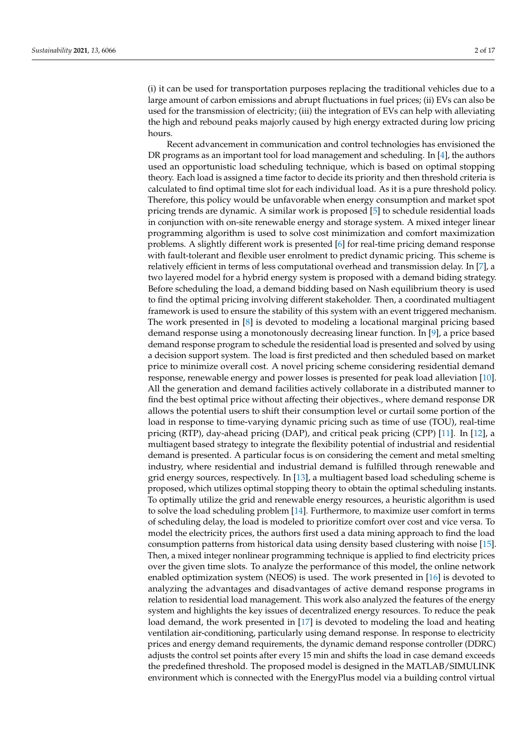(i) it can be used for transportation purposes replacing the traditional vehicles due to a large amount of carbon emissions and abrupt fluctuations in fuel prices; (ii) EVs can also be used for the transmission of electricity; (iii) the integration of EVs can help with alleviating the high and rebound peaks majorly caused by high energy extracted during low pricing hours.

Recent advancement in communication and control technologies has envisioned the DR programs as an important tool for load management and scheduling. In [4], the authors used an opportunistic load scheduling technique, which is based on optimal stopping theory. Each load is assigned a time factor to decide its priority and then threshold criteria is calculated to find optimal time slot for each individual load. As it is a pure threshold policy. Therefore, this policy would be unfavorable when energy consumption and market spot pricing trends are dynamic. A similar work is proposed [5] to schedule residential loads in conjunction with on-site renewable energy and storage system. A mixed integer linear programming algorithm is used to solve cost minimization and comfort maximization problems. A slightly different work is presented [6] for real-time pricing demand response with fault-tolerant and flexible user enrolment to predict dynamic pricing. This scheme is relatively efficient in terms of less computational overhead and transmission delay. In [7], a two layered model for a hybrid energy system is proposed with a demand biding strategy. Before scheduling the load, a demand bidding based on Nash equilibrium theory is used to find the optimal pricing involving different stakeholder. Then, a coordinated multiagent framework is used to ensure the stability of this system with an event triggered mechanism. The work presented in [8] is devoted to modeling a locational marginal pricing based demand response using a monotonously decreasing linear function. In [9], a price based demand response program to schedule the residential load is presented and solved by using a decision support system. The load is first predicted and then scheduled based on market price to minimize overall cost. A novel pricing scheme considering residential demand response, renewable energy and power losses is presented for peak load alleviation [10]. All the generation and demand facilities actively collaborate in a distributed manner to find the best optimal price without affecting their objectives., where demand response DR allows the potential users to shift their consumption level or curtail some portion of the load in response to time-varying dynamic pricing such as time of use (TOU), real-time pricing (RTP), day-ahead pricing (DAP), and critical peak pricing (CPP) [11]. In [12], a multiagent based strategy to integrate the flexibility potential of industrial and residential demand is presented. A particular focus is on considering the cement and metal smelting industry, where residential and industrial demand is fulfilled through renewable and grid energy sources, respectively. In [13], a multiagent based load scheduling scheme is proposed, which utilizes optimal stopping theory to obtain the optimal scheduling instants. To optimally utilize the grid and renewable energy resources, a heuristic algorithm is used to solve the load scheduling problem [14]. Furthermore, to maximize user comfort in terms of scheduling delay, the load is modeled to prioritize comfort over cost and vice versa. To model the electricity prices, the authors first used a data mining approach to find the load consumption patterns from historical data using density based clustering with noise [15]. Then, a mixed integer nonlinear programming technique is applied to find electricity prices over the given time slots. To analyze the performance of this model, the online network enabled optimization system (NEOS) is used. The work presented in [16] is devoted to analyzing the advantages and disadvantages of active demand response programs in relation to residential load management. This work also analyzed the features of the energy system and highlights the key issues of decentralized energy resources. To reduce the peak load demand, the work presented in [17] is devoted to modeling the load and heating ventilation air-conditioning, particularly using demand response. In response to electricity prices and energy demand requirements, the dynamic demand response controller (DDRC) adjusts the control set points after every 15 min and shifts the load in case demand exceeds the predefined threshold. The proposed model is designed in the MATLAB/SIMULINK environment which is connected with the EnergyPlus model via a building control virtual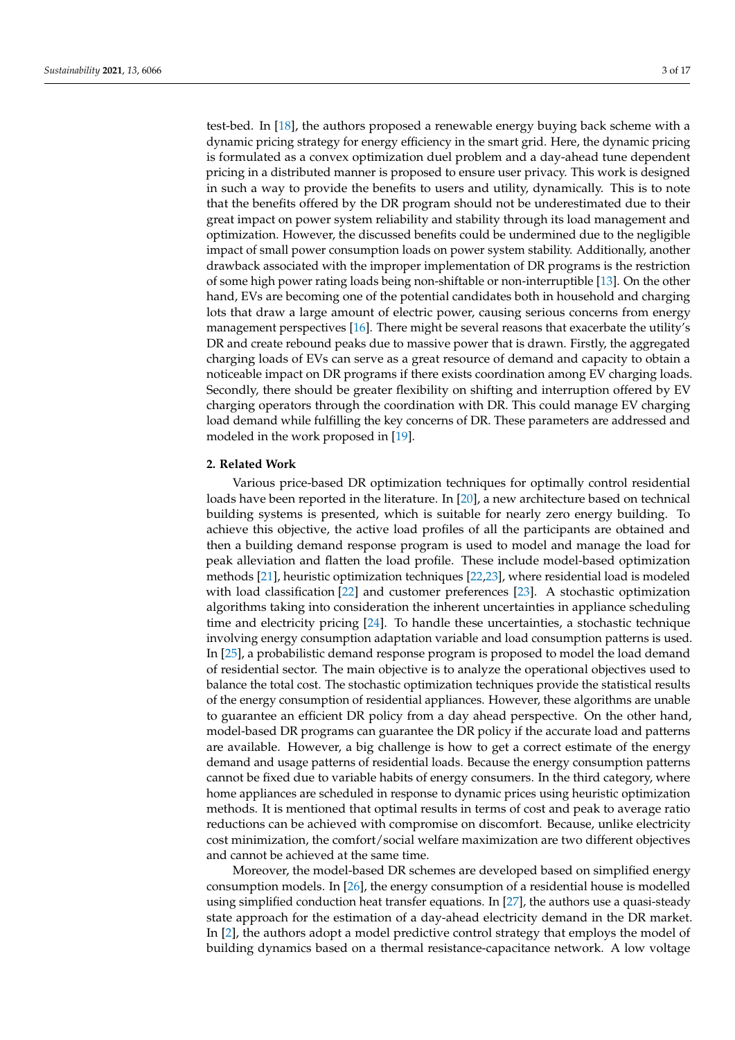test-bed. In [18], the authors proposed a renewable energy buying back scheme with a dynamic pricing strategy for energy efficiency in the smart grid. Here, the dynamic pricing is formulated as a convex optimization duel problem and a day-ahead tune dependent pricing in a distributed manner is proposed to ensure user privacy. This work is designed in such a way to provide the benefits to users and utility, dynamically. This is to note that the benefits offered by the DR program should not be underestimated due to their great impact on power system reliability and stability through its load management and optimization. However, the discussed benefits could be undermined due to the negligible impact of small power consumption loads on power system stability. Additionally, another drawback associated with the improper implementation of DR programs is the restriction of some high power rating loads being non-shiftable or non-interruptible [13]. On the other hand, EVs are becoming one of the potential candidates both in household and charging lots that draw a large amount of electric power, causing serious concerns from energy management perspectives [16]. There might be several reasons that exacerbate the utility's DR and create rebound peaks due to massive power that is drawn. Firstly, the aggregated charging loads of EVs can serve as a great resource of demand and capacity to obtain a noticeable impact on DR programs if there exists coordination among EV charging loads. Secondly, there should be greater flexibility on shifting and interruption offered by EV charging operators through the coordination with DR. This could manage EV charging load demand while fulfilling the key concerns of DR. These parameters are addressed and modeled in the work proposed in [19].

## 2. Related Work

Various price-based DR optimization techniques for optimally control residential loads have been reported in the literature. In [20], a new architecture based on technical building systems is presented, which is suitable for nearly zero energy building. To achieve this objective, the active load profiles of all the participants are obtained and then a building demand response program is used to model and manage the load for peak alleviation and flatten the load profile. These include model-based optimization methods [21], heuristic optimization techniques [22,23], where residential load is modeled with load classification [22] and customer preferences [23]. A stochastic optimization algorithms taking into consideration the inherent uncertainties in appliance scheduling time and electricity pricing [24]. To handle these uncertainties, a stochastic technique involving energy consumption adaptation variable and load consumption patterns is used. In [25], a probabilistic demand response program is proposed to model the load demand of residential sector. The main objective is to analyze the operational objectives used to balance the total cost. The stochastic optimization techniques provide the statistical results of the energy consumption of residential appliances. However, these algorithms are unable to guarantee an efficient DR policy from a day ahead perspective. On the other hand, model-based DR programs can guarantee the DR policy if the accurate load and patterns are available. However, a big challenge is how to get a correct estimate of the energy demand and usage patterns of residential loads. Because the energy consumption patterns cannot be fixed due to variable habits of energy consumers. In the third category, where home appliances are scheduled in response to dynamic prices using heuristic optimization methods. It is mentioned that optimal results in terms of cost and peak to average ratio reductions can be achieved with compromise on discomfort. Because, unlike electricity cost minimization, the comfort/social welfare maximization are two different objectives and cannot be achieved at the same time.

Moreover, the model-based DR schemes are developed based on simplified energy consumption models. In [26], the energy consumption of a residential house is modelled using simplified conduction heat transfer equations. In [27], the authors use a quasi-steady state approach for the estimation of a day-ahead electricity demand in the DR market. In [2], the authors adopt a model predictive control strategy that employs the model of building dynamics based on a thermal resistance-capacitance network. A low voltage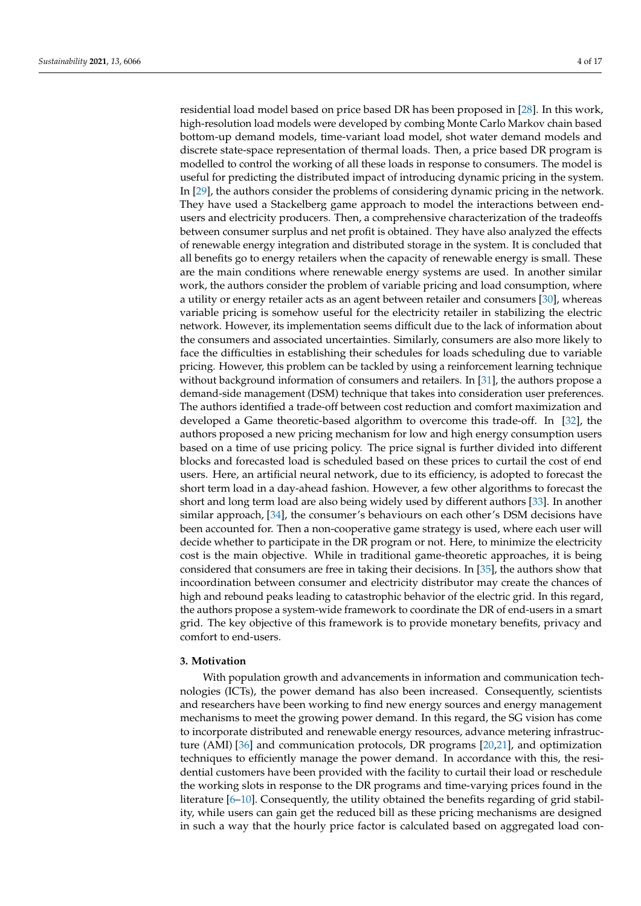residential load model based on price based DR has been proposed in [28]. In this work, high-resolution load models were developed by combing Monte Carlo Markov chain based bottom-up demand models, time-variant load model, shot water demand models and discrete state-space representation of thermal loads. Then, a price based DR program is modelled to control the working of all these loads in response to consumers. The model is useful for predicting the distributed impact of introducing dynamic pricing in the system. In [29], the authors consider the problems of considering dynamic pricing in the network. They have used a Stackelberg game approach to model the interactions between end-users and electricity producers. Then, a comprehensive characterization of the tradeoffs between consumer surplus and net profit is obtained. They have also analyzed the effects of renewable energy integration and distributed storage in the system. It is concluded that all benefits go to energy retailers when the capacity of renewable energy is small. These are the main conditions where renewable energy systems are used. In another similar work, the authors consider the problem of variable pricing and load consumption, where a utility or energy retailer acts as an agent between retailer and consumers [30], whereas variable pricing is somehow useful for the electricity retailer in stabilizing the electric network. However, its implementation seems difficult due to the lack of information about the consumers and associated uncertainties. Similarly, consumers are also more likely to face the difficulties in establishing their schedules for loads scheduling due to variable pricing. However, this problem can be tackled by using a reinforcement learning technique without background information of consumers and retailers. In [31], the authors propose a demand-side management (DSM) technique that takes into consideration user preferences. The authors identified a trade-off between cost reduction and comfort maximization and developed a Game theoretic-based algorithm to overcome this trade-off. In [32], the authors proposed a new pricing mechanism for low and high energy consumption users based on a time of use pricing policy. The price signal is further divided into different blocks and forecasted load is scheduled based on these prices to curtail the cost of end users. Here, an artificial neural network, due to its efficiency, is adopted to forecast the short term load in a day-ahead fashion. However, a few other algorithms to forecast the short and long term load are also being widely used by different authors [33]. In another similar approach, [34], the consumer's behaviours on each other's DSM decisions have been accounted for. Then a non-cooperative game strategy is used, where each user will decide whether to participate in the DR program or not. Here, to minimize the electricity cost is the main objective. While in traditional game-theoretic approaches, it is being considered that consumers are free in taking their decisions. In [35], the authors show that incoordination between consumer and electricity distributor may create the chances of high and rebound peaks leading to catastrophic behavior of the electric grid. In this regard, the authors propose a system-wide framework to coordinate the DR of end-users in a smart grid. The key objective of this framework is to provide monetary benefits, privacy and comfort to end-users.

## 3. Motivation

With population growth and advancements in information and communication technologies (ICTs), the power demand has also been increased. Consequently, scientists and researchers have been working to find new energy sources and energy management mechanisms to meet the growing power demand. In this regard, the SG vision has come to incorporate distributed and renewable energy resources, advance metering infrastructure (AMI) [36] and communication protocols, DR programs [20,21], and optimization techniques to efficiently manage the power demand. In accordance with this, the residential customers have been provided with the facility to curtail their load or reschedule the working slots in response to the DR programs and time-varying prices found in the literature [6–10]. Consequently, the utility obtained the benefits regarding of grid stability, while users can gain get the reduced bill as these pricing mechanisms are designed in such a way that the hourly price factor is calculated based on aggregated load con-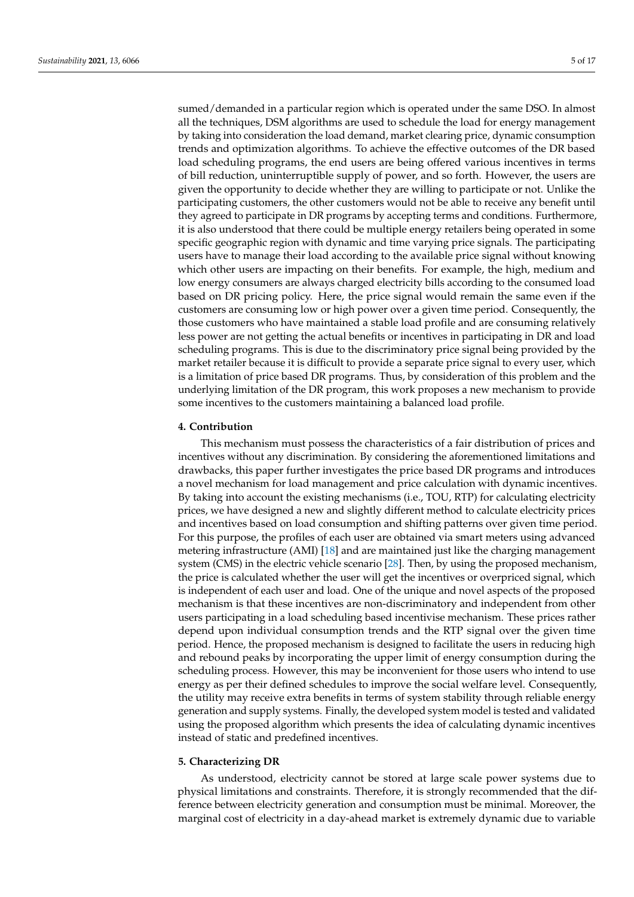sumed/demanded in a particular region which is operated under the same DSO. In almost all the techniques, DSM algorithms are used to schedule the load for energy management by taking into consideration the load demand, market clearing price, dynamic consumption trends and optimization algorithms. To achieve the effective outcomes of the DR based load scheduling programs, the end users are being offered various incentives in terms of bill reduction, uninterruptible supply of power, and so forth. However, the users are given the opportunity to decide whether they are willing to participate or not. Unlike the participating customers, the other customers would not be able to receive any benefit until they agreed to participate in DR programs by accepting terms and conditions. Furthermore, it is also understood that there could be multiple energy retailers being operated in some specific geographic region with dynamic and time varying price signals. The participating users have to manage their load according to the available price signal without knowing which other users are impacting on their benefits. For example, the high, medium and low energy consumers are always charged electricity bills according to the consumed load based on DR pricing policy. Here, the price signal would remain the same even if the customers are consuming low or high power over a given time period. Consequently, the those customers who have maintained a stable load profile and are consuming relatively less power are not getting the actual benefits or incentives in participating in DR and load scheduling programs. This is due to the discriminatory price signal being provided by the market retailer because it is difficult to provide a separate price signal to every user, which is a limitation of price based DR programs. Thus, by consideration of this problem and the underlying limitation of the DR program, this work proposes a new mechanism to provide some incentives to the customers maintaining a balanced load profile.

## 4. Contribution

This mechanism must possess the characteristics of a fair distribution of prices and incentives without any discrimination. By considering the aforementioned limitations and drawbacks, this paper further investigates the price based DR programs and introduces a novel mechanism for load management and price calculation with dynamic incentives. By taking into account the existing mechanisms (i.e., TOU, RTP) for calculating electricity prices, we have designed a new and slightly different method to calculate electricity prices and incentives based on load consumption and shifting patterns over given time period. For this purpose, the profiles of each user are obtained via smart meters using advanced metering infrastructure (AMI) [18] and are maintained just like the charging management system (CMS) in the electric vehicle scenario [28]. Then, by using the proposed mechanism, the price is calculated whether the user will get the incentives or overpriced signal, which is independent of each user and load. One of the unique and novel aspects of the proposed mechanism is that these incentives are non-discriminatory and independent from other users participating in a load scheduling based incentivise mechanism. These prices rather depend upon individual consumption trends and the RTP signal over the given time period. Hence, the proposed mechanism is designed to facilitate the users in reducing high and rebound peaks by incorporating the upper limit of energy consumption during the scheduling process. However, this may be inconvenient for those users who intend to use energy as per their defined schedules to improve the social welfare level. Consequently, the utility may receive extra benefits in terms of system stability through reliable energy generation and supply systems. Finally, the developed system model is tested and validated using the proposed algorithm which presents the idea of calculating dynamic incentives instead of static and predefined incentives.

## 5. Characterizing DR

As understood, electricity cannot be stored at large scale power systems due to physical limitations and constraints. Therefore, it is strongly recommended that the difference between electricity generation and consumption must be minimal. Moreover, the marginal cost of electricity in a day-ahead market is extremely dynamic due to variable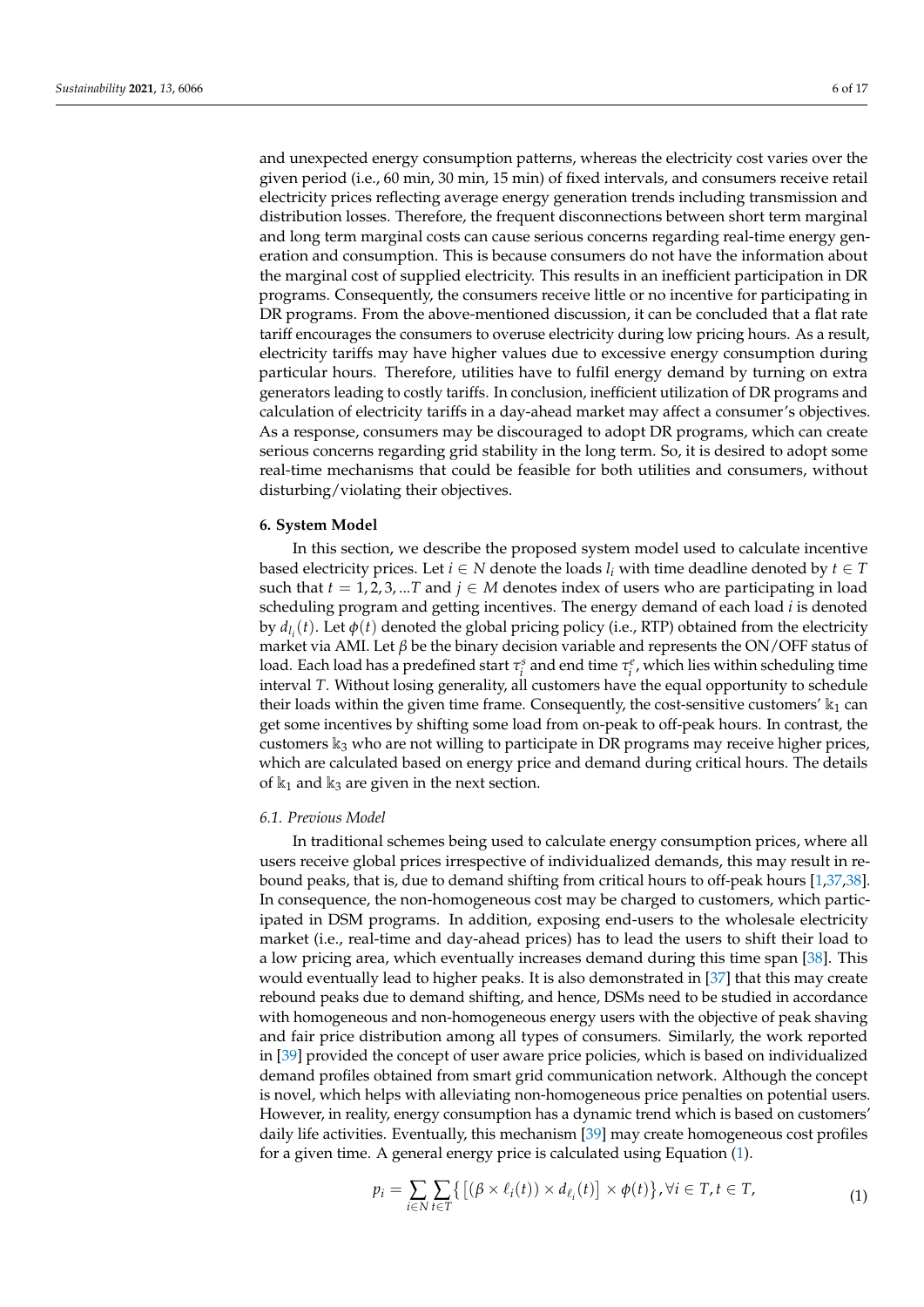and unexpected energy consumption patterns, whereas the electricity cost varies over the given period (i.e., 60 min, 30 min, 15 min) of fixed intervals, and consumers receive retail electricity prices reflecting average energy generation trends including transmission and distribution losses. Therefore, the frequent disconnections between short term marginal and long term marginal costs can cause serious concerns regarding real-time energy generation and consumption. This is because consumers do not have the information about the marginal cost of supplied electricity. This results in an inefficient participation in DR programs. Consequently, the consumers receive little or no incentive for participating in DR programs. From the above-mentioned discussion, it can be concluded that a flat rate tariff encourages the consumers to overuse electricity during low pricing hours. As a result, electricity tariffs may have higher values due to excessive energy consumption during particular hours. Therefore, utilities have to fulfil energy demand by turning on extra generators leading to costly tariffs. In conclusion, inefficient utilization of DR programs and calculation of electricity tariffs in a day-ahead market may affect a consumer's objectives. As a response, consumers may be discouraged to adopt DR programs, which can create serious concerns regarding grid stability in the long term. So, it is desired to adopt some real-time mechanisms that could be feasible for both utilities and consumers, without disturbing/violating their objectives.

## 6. System Model

In this section, we describe the proposed system model used to calculate incentive based electricity prices. Let $i \in N$ denote the loads $l_i$ with time deadline denoted by $t \in T$ such that $t = 1, 2, 3, ...T$ and $j \in M$ denotes index of users who are participating in load scheduling program and getting incentives. The energy demand of each load $i$ is denoted by $d_{l_i}(t)$. Let $\phi(t)$ denoted the global pricing policy (i.e., RTP) obtained from the electricity market via AMI. Let $\beta$ be the binary decision variable and represents the ON/OFF status of load. Each load has a predefined start $\tau_i^s$ and end time $\tau_i^e$, which lies within scheduling time interval $T$. Without losing generality, all customers have the equal opportunity to schedule their loads within the given time frame. Consequently, the cost-sensitive customers' $\mathbb{k}_1$ can get some incentives by shifting some load from on-peak to off-peak hours. In contrast, the customers $\mathbb{k}_3$ who are not willing to participate in DR programs may receive higher prices, which are calculated based on energy price and demand during critical hours. The details of $\mathbb{k}_1$ and $\mathbb{k}_3$ are given in the next section.

### 6.1. Previous Model

In traditional schemes being used to calculate energy consumption prices, where all users receive global prices irrespective of individualized demands, this may result in rebound peaks, that is, due to demand shifting from critical hours to off-peak hours [1,37,38]. In consequence, the non-homogeneous cost may be charged to customers, which participated in DSM programs. In addition, exposing end-users to the wholesale electricity market (i.e., real-time and day-ahead prices) has to lead the users to shift their load to a low pricing area, which eventually increases demand during this time span [38]. This would eventually lead to higher peaks. It is also demonstrated in [37] that this may create rebound peaks due to demand shifting, and hence, DSMs need to be studied in accordance with homogeneous and non-homogeneous energy users with the objective of peak shaving and fair price distribution among all types of consumers. Similarly, the work reported in [39] provided the concept of user aware price policies, which is based on individualized demand profiles obtained from smart grid communication network. Although the concept is novel, which helps with alleviating non-homogeneous price penalties on potential users. However, in reality, energy consumption has a dynamic trend which is based on customers' daily life activities. Eventually, this mechanism [39] may create homogeneous cost profiles for a given time. A general energy price is calculated using Equation (1).

$$p_i = \sum_{i \in N} \sum_{t \in T} \left\{ \left[ (\beta \times \ell_i(t)) \times d_{\ell_i}(t) \right] \times \phi(t) \right\}, \forall i \in T, t \in T, \tag{1}$$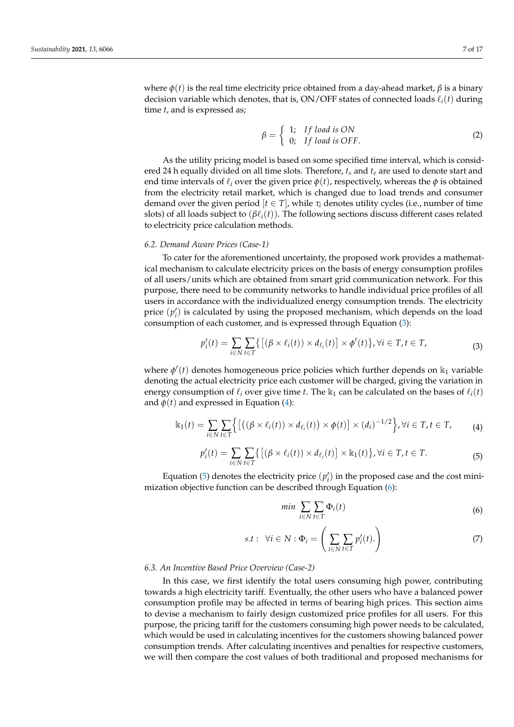where $\phi(t)$ is the real time electricity price obtained from a day-ahead market, $\beta$ is a binary decision variable which denotes, that is, ON/OFF states of connected loads $\ell_i(t)$ during time $t$, and is expressed as;

$$\beta = \begin{cases} 1; & If\ load\ is\ ON \\ 0; & If\ load\ is\ OFF. \end{cases} \tag{2}$$

As the utility pricing model is based on some specified time interval, which is considered 24 h equally divided on all time slots. Therefore, $t_s$ and $t_e$ are used to denote start and end time intervals of $\ell_i$ over the given price $\phi(t)$, respectively, whereas the $\phi$ is obtained from the electricity retail market, which is changed due to load trends and consumer demand over the given period $[t \in T]$, while $\tau_i$ denotes utility cycles (i.e., number of time slots) of all loads subject to $(\beta \ell_i(t))$. The following sections discuss different cases related to electricity price calculation methods.

### 6.2. Demand Aware Prices (Case-1)

To cater for the aforementioned uncertainty, the proposed work provides a mathematical mechanism to calculate electricity prices on the basis of energy consumption profiles of all users/units which are obtained from smart grid communication network. For this purpose, there need to be community networks to handle individual price profiles of all users in accordance with the individualized energy consumption trends. The electricity price $(p'_i)$ is calculated by using the proposed mechanism, which depends on the load consumption of each customer, and is expressed through Equation (3):

$$p'_i(t) = \sum_{i \in N} \sum_{t \in T} \left\{ \left[ (\beta \times \ell_i(t)) \times d_{\ell_i}(t) \right] \times \phi'(t) \right\}, \forall i \in T, t \in T, \tag{3}$$

where $\phi'(t)$ denotes homogeneous price policies which further depends on $\Bbbk_1$ variable denoting the actual electricity price each customer will be charged, giving the variation in energy consumption of $\ell_i$ over give time $t$. The $\Bbbk_1$ can be calculated on the bases of $\ell_i(t)$ and $\phi(t)$ and expressed in Equation (4):

$$\Bbbk_1(t) = \sum_{i \in N} \sum_{t \in T} \left\{ \left[ \left( (\beta \times \ell_i(t)) \times d_{\ell_i}(t) \right) \times \phi(t) \right] \times (d_i)^{-1/2} \right\}, \forall i \in T, t \in T, \tag{4}$$

$$p'_i(t) = \sum_{i \in N} \sum_{t \in T} \left\{ \left[ (\beta \times \ell_i(t)) \times d_{\ell_i}(t) \right] \times \Bbbk_1(t) \right\}, \forall i \in T, t \in T. \tag{5}$$

Equation (5) denotes the electricity price $(p'_i)$ in the proposed case and the cost minimization objective function can be described through Equation (6):

$$min \sum_{i \in N} \sum_{t \in T} \Phi_i(t) \tag{6}$$

$$s.t: \ \forall i \in N : \Phi_i = \left( \sum_{i \in N} \sum_{t \in T} p'_i(t). \right) \tag{7}$$

### 6.3. An Incentive Based Price Overview (Case-2)

In this case, we first identify the total users consuming high power, contributing towards a high electricity tariff. Eventually, the other users who have a balanced power consumption profile may be affected in terms of bearing high prices. This section aims to devise a mechanism to fairly design customized price profiles for all users. For this purpose, the pricing tariff for the customers consuming high power needs to be calculated, which would be used in calculating incentives for the customers showing balanced power consumption trends. After calculating incentives and penalties for respective customers, we will then compare the cost values of both traditional and proposed mechanisms for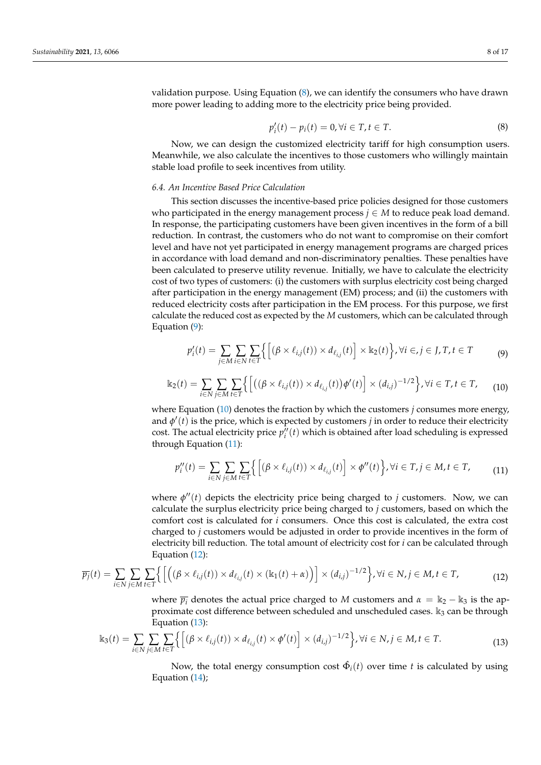validation purpose. Using Equation (8), we can identify the consumers who have drawn more power leading to adding more to the electricity price being provided.

$$p'_i(t) - p_i(t) = 0, \forall i \in T, t \in T. \tag{8}$$

Now, we can design the customized electricity tariff for high consumption users. Meanwhile, we also calculate the incentives to those customers who willingly maintain stable load profile to seek incentives from utility.

### 6.4. An Incentive Based Price Calculation

This section discusses the incentive-based price policies designed for those customers who participated in the energy management process $j \in M$ to reduce peak load demand. In response, the participating customers have been given incentives in the form of a bill reduction. In contrast, the customers who do not want to compromise on their comfort level and have not yet participated in energy management programs are charged prices in accordance with load demand and non-discriminatory penalties. These penalties have been calculated to preserve utility revenue. Initially, we have to calculate the electricity cost of two types of customers: (i) the customers with surplus electricity cost being charged after participation in the energy management (EM) process; and (ii) the customers with reduced electricity costs after participation in the EM process. For this purpose, we first calculate the reduced cost as expected by the $M$ customers, which can be calculated through Equation (9):

$$p'_i(t) = \sum_{j \in M} \sum_{i \in N} \sum_{t \in T} \Big\{ \Big[ (\beta \times \ell_{i,j}(t)) \times d_{\ell_{i,j}}(t) \Big] \times \Bbbk_2(t) \Big\}, \forall i \in, j \in J, T, t \in T \tag{9}$$

$$\Bbbk_2(t) = \sum_{i \in N} \sum_{j \in M} \sum_{t \in T} \Big\{ \Big[ ((\beta \times \ell_{i,j}(t)) \times d_{\ell_{i,j}}(t)) \phi'(t) \Big] \times (d_{i,j})^{-1/2} \Big\}, \forall i \in T, t \in T, \tag{10}$$

where Equation (10) denotes the fraction by which the customers $j$ consumes more energy, and $\phi'(t)$ is the price, which is expected by customers $j$ in order to reduce their electricity cost. The actual electricity price $p''_i(t)$ which is obtained after load scheduling is expressed through Equation (11):

$$p''_i(t) = \sum_{i \in N} \sum_{j \in M} \sum_{t \in T} \Big\{ \Big[ (\beta \times \ell_{i,j}(t)) \times d_{\ell_{i,j}}(t) \Big] \times \phi''(t) \Big\}, \forall i \in T, j \in M, t \in T, \tag{11}$$

where $\phi''(t)$ depicts the electricity price being charged to $j$ customers. Now, we can calculate the surplus electricity price being charged to $j$ customers, based on which the comfort cost is calculated for $i$ consumers. Once this cost is calculated, the extra cost charged to $j$ customers would be adjusted in order to provide incentives in the form of electricity bill reduction. The total amount of electricity cost for $i$ can be calculated through Equation (12):

$$\overline{p_j}(t) = \sum_{i \in N} \sum_{j \in M} \sum_{t \in T} \Big\{ \Big[ \Big( (\beta \times \ell_{i,j}(t)) \times d_{\ell_{i,j}}(t) \times (\Bbbk_1(t) + \alpha) \Big) \Big] \times (d_{i,j})^{-1/2} \Big\}, \forall i \in N, j \in M, t \in T, \tag{12}$$

where $\overline{p_i}$ denotes the actual price charged to $M$ customers and $\alpha = \Bbbk_2 - \Bbbk_3$ is the approximate cost difference between scheduled and unscheduled cases. $\Bbbk_3$ can be through Equation (13):

$$\Bbbk_3(t) = \sum_{i \in N} \sum_{j \in M} \sum_{t \in T} \Big\{ \Big[ (\beta \times \ell_{i,j}(t)) \times d_{\ell_{i,j}}(t) \times \phi'(t) \Big] \times (d_{i,j})^{-1/2} \Big\}, \forall i \in N, j \in M, t \in T. \tag{13}$$

Now, the total energy consumption cost $\hat{\Phi}_i(t)$ over time $t$ is calculated by using Equation (14);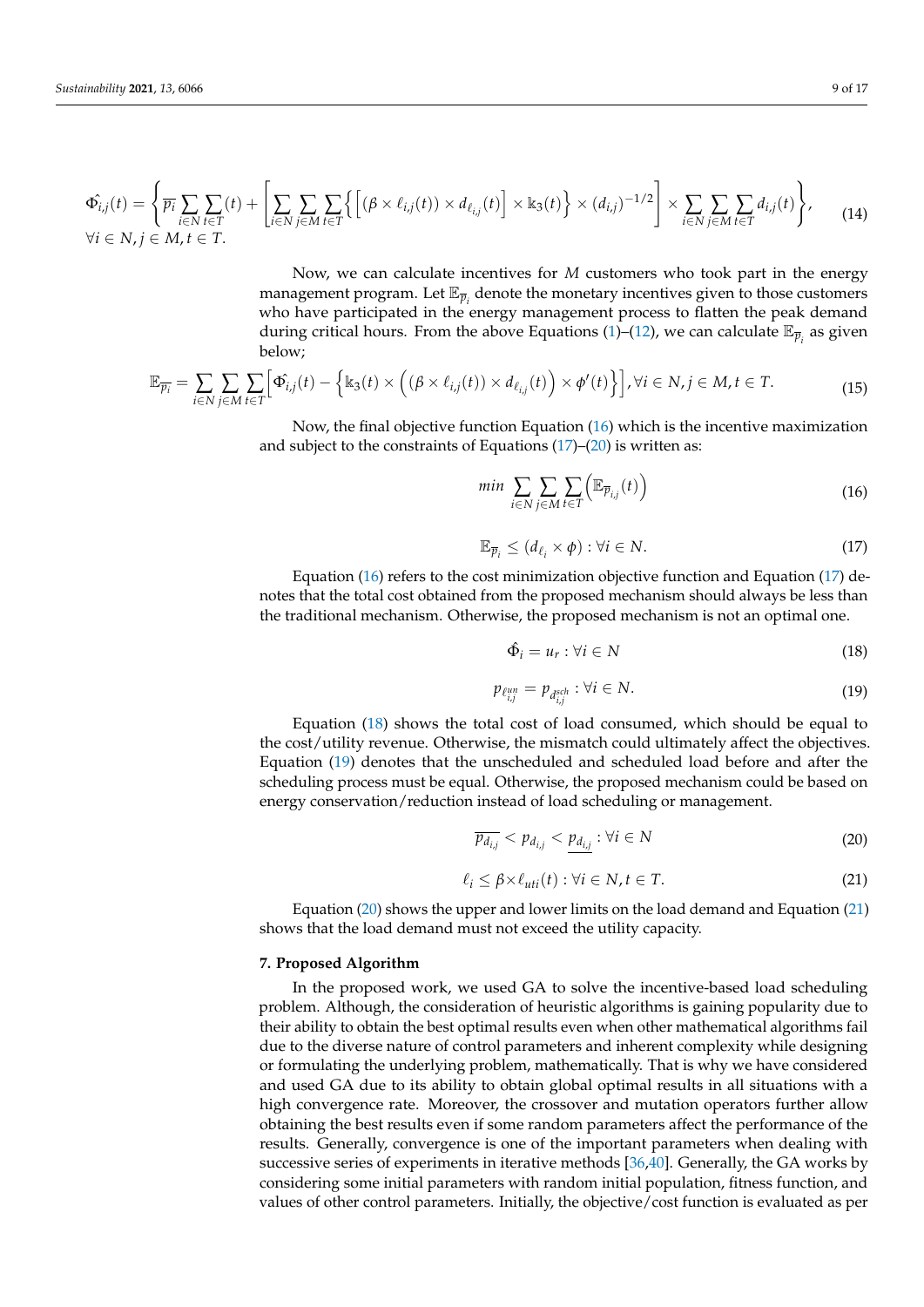$$\hat{\Phi_{i,j}}(t) = \left\{ \overline{p_i} \sum_{i \in N} \sum_{t \in T} (t) + \left[ \sum_{i \in N} \sum_{j \in M} \sum_{t \in T} \left\{ \left[ (\beta \times \ell_{i,j}(t)) \times d_{\ell_{i,j}}(t) \right] \times \Bbbk_3(t) \right\} \times (d_{i,j})^{-1/2} \right] \times \sum_{i \in N} \sum_{j \in M} \sum_{t \in T} d_{i,j}(t) \right\}, \tag{14}$$
$$\forall i \in N, j \in M, t \in T.$$

Now, we can calculate incentives for $M$ customers who took part in the energy management program. Let $\mathbb{E}_{\overline{p}_i}$ denote the monetary incentives given to those customers who have participated in the energy management process to flatten the peak demand during critical hours. From the above Equations (1)–(12), we can calculate $\mathbb{E}_{\overline{p}_i}$ as given below;

$$\mathbb{E}_{\overline{p_i}} = \sum_{i \in N} \sum_{j \in M} \sum_{t \in T} \left[ \hat{\Phi_{i,j}}(t) - \left\{ \Bbbk_3(t) \times \left( (\beta \times \ell_{i,j}(t)) \times d_{\ell_{i,j}}(t) \right) \times \phi'(t) \right\} \right], \forall i \in N, j \in M, t \in T. \tag{15}$$

Now, the final objective function Equation (16) which is the incentive maximization and subject to the constraints of Equations (17)–(20) is written as:

$$min \sum_{i \in N} \sum_{j \in M} \sum_{t \in T} \left( \mathbb{E}_{\overline{p}_{i,j}}(t) \right) \tag{16}$$

$$\mathbb{E}_{\overline{p}_i} \leq (d_{\ell_i} \times \phi) : \forall i \in N. \tag{17}$$

Equation (16) refers to the cost minimization objective function and Equation (17) denotes that the total cost obtained from the proposed mechanism should always be less than the traditional mechanism. Otherwise, the proposed mechanism is not an optimal one.

$$\hat{\Phi}_i = u_r : \forall i \in N \tag{18}$$

$$p_{\ell_{i,j}^{un}} = p_{d_{i,j}^{sch}} : \forall i \in N. \tag{19}$$

Equation (18) shows the total cost of load consumed, which should be equal to the cost/utility revenue. Otherwise, the mismatch could ultimately affect the objectives. Equation (19) denotes that the unscheduled and scheduled load before and after the scheduling process must be equal. Otherwise, the proposed mechanism could be based on energy conservation/reduction instead of load scheduling or management.

$$\overline{p_{d_{i,j}}} < p_{d_{i,j}} < \underline{p_{d_{i,j}}} : \forall i \in N \tag{20}$$

$$\ell_i \leq \beta \times \ell_{uti}(t) : \forall i \in N, t \in T. \tag{21}$$

Equation (20) shows the upper and lower limits on the load demand and Equation (21) shows that the load demand must not exceed the utility capacity.

## 7. Proposed Algorithm

In the proposed work, we used GA to solve the incentive-based load scheduling problem. Although, the consideration of heuristic algorithms is gaining popularity due to their ability to obtain the best optimal results even when other mathematical algorithms fail due to the diverse nature of control parameters and inherent complexity while designing or formulating the underlying problem, mathematically. That is why we have considered and used GA due to its ability to obtain global optimal results in all situations with a high convergence rate. Moreover, the crossover and mutation operators further allow obtaining the best results even if some random parameters affect the performance of the results. Generally, convergence is one of the important parameters when dealing with successive series of experiments in iterative methods [36,40]. Generally, the GA works by considering some initial parameters with random initial population, fitness function, and values of other control parameters. Initially, the objective/cost function is evaluated as per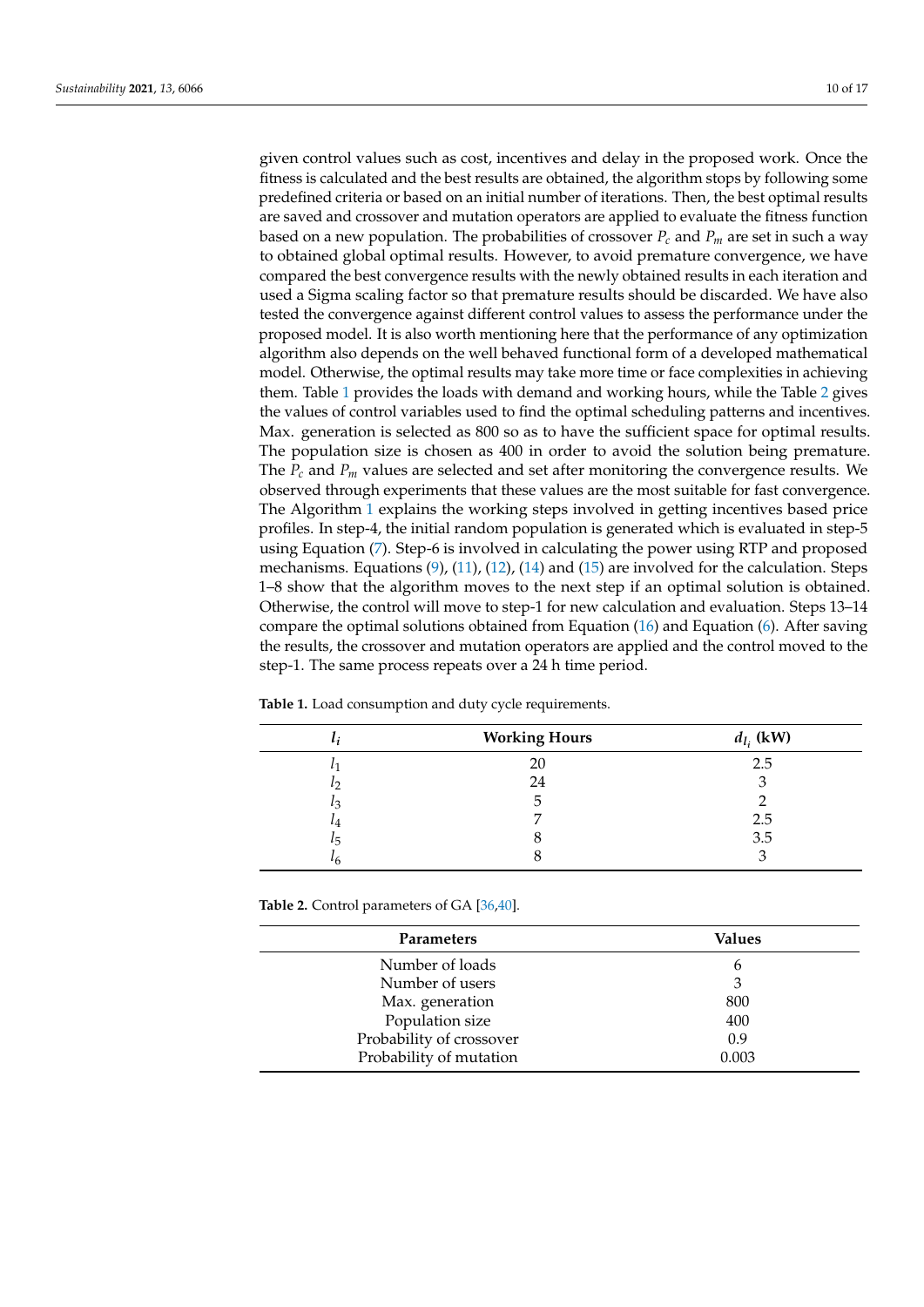given control values such as cost, incentives and delay in the proposed work. Once the fitness is calculated and the best results are obtained, the algorithm stops by following some predefined criteria or based on an initial number of iterations. Then, the best optimal results are saved and crossover and mutation operators are applied to evaluate the fitness function based on a new population. The probabilities of crossover $P_c$ and $P_m$ are set in such a way to obtained global optimal results. However, to avoid premature convergence, we have compared the best convergence results with the newly obtained results in each iteration and used a Sigma scaling factor so that premature results should be discarded. We have also tested the convergence against different control values to assess the performance under the proposed model. It is also worth mentioning here that the performance of any optimization algorithm also depends on the well behaved functional form of a developed mathematical model. Otherwise, the optimal results may take more time or face complexities in achieving them. Table 1 provides the loads with demand and working hours, while the Table 2 gives the values of control variables used to find the optimal scheduling patterns and incentives. Max. generation is selected as 800 so as to have the sufficient space for optimal results. The population size is chosen as 400 in order to avoid the solution being premature. The $P_c$ and $P_m$ values are selected and set after monitoring the convergence results. We observed through experiments that these values are the most suitable for fast convergence. The Algorithm 1 explains the working steps involved in getting incentives based price profiles. In step-4, the initial random population is generated which is evaluated in step-5 using Equation (7). Step-6 is involved in calculating the power using RTP and proposed mechanisms. Equations (9), (11), (12), (14) and (15) are involved for the calculation. Steps 1–8 show that the algorithm moves to the next step if an optimal solution is obtained. Otherwise, the control will move to step-1 for new calculation and evaluation. Steps 13–14 compare the optimal solutions obtained from Equation (16) and Equation (6). After saving the results, the crossover and mutation operators are applied and the control moved to the step-1. The same process repeats over a 24 h time period.

**Table 1.** Load consumption and duty cycle requirements.

| $l_i$ | Working Hours | $d_{l_i}$ (kW) |
|---|---|---|
| $l_1$ | 20 | 2.5 |
| $l_2$ | 24 | 3 |
| $l_3$ | 5 | 2 |
| $l_4$ | 7 | 2.5 |
| $l_5$ | 8 | 3.5 |
| $l_6$ | 8 | 3 |

**Table 2.** Control parameters of GA [36,40].

| Parameters | Values |
|---|---|
| Number of loads | 6 |
| Number of users | 3 |
| Max. generation | 800 |
| Population size | 400 |
| Probability of crossover | 0.9 |
| Probability of mutation | 0.003 |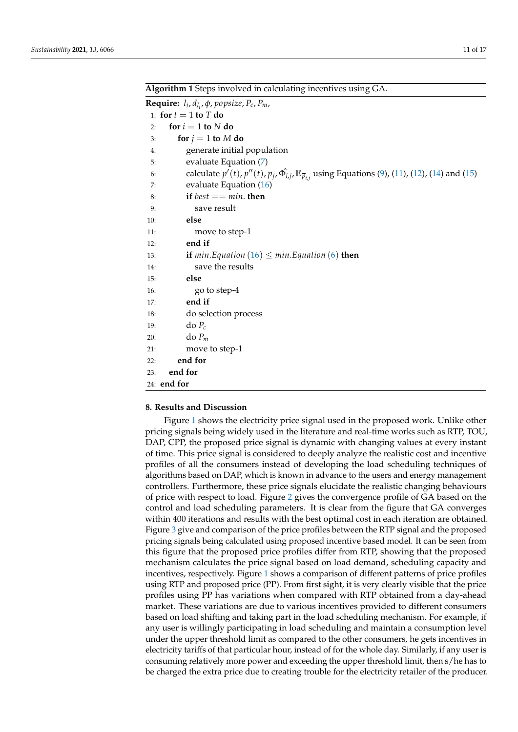**Algorithm 1** Steps involved in calculating incentives using GA.

**Require:** $l_i, d_{l_i}, \phi, popsize, P_c, P_m,$

1: **for** $t = 1$ **to** $T$ **do**
2: &nbsp;&nbsp;&nbsp;&nbsp;**for** $i = 1$ **to** $N$ **do**
3: &nbsp;&nbsp;&nbsp;&nbsp;&nbsp;&nbsp;&nbsp;&nbsp;**for** $j = 1$ **to** $M$ **do**
4: &nbsp;&nbsp;&nbsp;&nbsp;&nbsp;&nbsp;&nbsp;&nbsp;&nbsp;&nbsp;&nbsp;&nbsp;generate initial population
5: &nbsp;&nbsp;&nbsp;&nbsp;&nbsp;&nbsp;&nbsp;&nbsp;&nbsp;&nbsp;&nbsp;&nbsp;evaluate Equation (7)
6: &nbsp;&nbsp;&nbsp;&nbsp;&nbsp;&nbsp;&nbsp;&nbsp;&nbsp;&nbsp;&nbsp;&nbsp;calculate $p'(t), p''(t), \overline{p_j}, \hat{\Phi_{i,j}}, \mathbb{E}_{\overline{p}_{i,j}}$ using Equations (9), (11), (12), (14) and (15)
7: &nbsp;&nbsp;&nbsp;&nbsp;&nbsp;&nbsp;&nbsp;&nbsp;&nbsp;&nbsp;&nbsp;&nbsp;evaluate Equation (16)
8: &nbsp;&nbsp;&nbsp;&nbsp;&nbsp;&nbsp;&nbsp;&nbsp;&nbsp;&nbsp;&nbsp;&nbsp;**if** $best == min.$ **then**
9: &nbsp;&nbsp;&nbsp;&nbsp;&nbsp;&nbsp;&nbsp;&nbsp;&nbsp;&nbsp;&nbsp;&nbsp;&nbsp;&nbsp;&nbsp;&nbsp;save result
10: &nbsp;&nbsp;&nbsp;&nbsp;&nbsp;&nbsp;&nbsp;&nbsp;&nbsp;&nbsp;&nbsp;**else**
11: &nbsp;&nbsp;&nbsp;&nbsp;&nbsp;&nbsp;&nbsp;&nbsp;&nbsp;&nbsp;&nbsp;&nbsp;&nbsp;&nbsp;&nbsp;move to step-1
12: &nbsp;&nbsp;&nbsp;&nbsp;&nbsp;&nbsp;&nbsp;&nbsp;&nbsp;&nbsp;&nbsp;**end if**
13: &nbsp;&nbsp;&nbsp;&nbsp;&nbsp;&nbsp;&nbsp;&nbsp;&nbsp;&nbsp;&nbsp;**if** $min.Equation\ (16) \leq min.Equation\ (6)$ **then**
14: &nbsp;&nbsp;&nbsp;&nbsp;&nbsp;&nbsp;&nbsp;&nbsp;&nbsp;&nbsp;&nbsp;&nbsp;&nbsp;&nbsp;&nbsp;save the results
15: &nbsp;&nbsp;&nbsp;&nbsp;&nbsp;&nbsp;&nbsp;&nbsp;&nbsp;&nbsp;&nbsp;**else**
16: &nbsp;&nbsp;&nbsp;&nbsp;&nbsp;&nbsp;&nbsp;&nbsp;&nbsp;&nbsp;&nbsp;&nbsp;&nbsp;&nbsp;&nbsp;go to step-4
17: &nbsp;&nbsp;&nbsp;&nbsp;&nbsp;&nbsp;&nbsp;&nbsp;&nbsp;&nbsp;&nbsp;**end if**
18: &nbsp;&nbsp;&nbsp;&nbsp;&nbsp;&nbsp;&nbsp;&nbsp;&nbsp;&nbsp;&nbsp;do selection process
19: &nbsp;&nbsp;&nbsp;&nbsp;&nbsp;&nbsp;&nbsp;&nbsp;&nbsp;&nbsp;&nbsp;do $P_c$
20: &nbsp;&nbsp;&nbsp;&nbsp;&nbsp;&nbsp;&nbsp;&nbsp;&nbsp;&nbsp;&nbsp;do $P_m$
21: &nbsp;&nbsp;&nbsp;&nbsp;&nbsp;&nbsp;&nbsp;&nbsp;&nbsp;&nbsp;&nbsp;move to step-1
22: &nbsp;&nbsp;&nbsp;&nbsp;&nbsp;&nbsp;&nbsp;**end for**
23: &nbsp;&nbsp;&nbsp;**end for**
24: **end for**

## 8. Results and Discussion

Figure 1 shows the electricity price signal used in the proposed work. Unlike other pricing signals being widely used in the literature and real-time works such as RTP, TOU, DAP, CPP, the proposed price signal is dynamic with changing values at every instant of time. This price signal is considered to deeply analyze the realistic cost and incentive profiles of all the consumers instead of developing the load scheduling techniques of algorithms based on DAP, which is known in advance to the users and energy management controllers. Furthermore, these price signals elucidate the realistic changing behaviours of price with respect to load. Figure 2 gives the convergence profile of GA based on the control and load scheduling parameters. It is clear from the figure that GA converges within 400 iterations and results with the best optimal cost in each iteration are obtained. Figure 3 give and comparison of the price profiles between the RTP signal and the proposed pricing signals being calculated using proposed incentive based model. It can be seen from this figure that the proposed price profiles differ from RTP, showing that the proposed mechanism calculates the price signal based on load demand, scheduling capacity and incentives, respectively. Figure 1 shows a comparison of different patterns of price profiles using RTP and proposed price (PP). From first sight, it is very clearly visible that the price profiles using PP has variations when compared with RTP obtained from a day-ahead market. These variations are due to various incentives provided to different consumers based on load shifting and taking part in the load scheduling mechanism. For example, if any user is willingly participating in load scheduling and maintain a consumption level under the upper threshold limit as compared to the other consumers, he gets incentives in electricity tariffs of that particular hour, instead of for the whole day. Similarly, if any user is consuming relatively more power and exceeding the upper threshold limit, then s/he has to be charged the extra price due to creating trouble for the electricity retailer of the producer.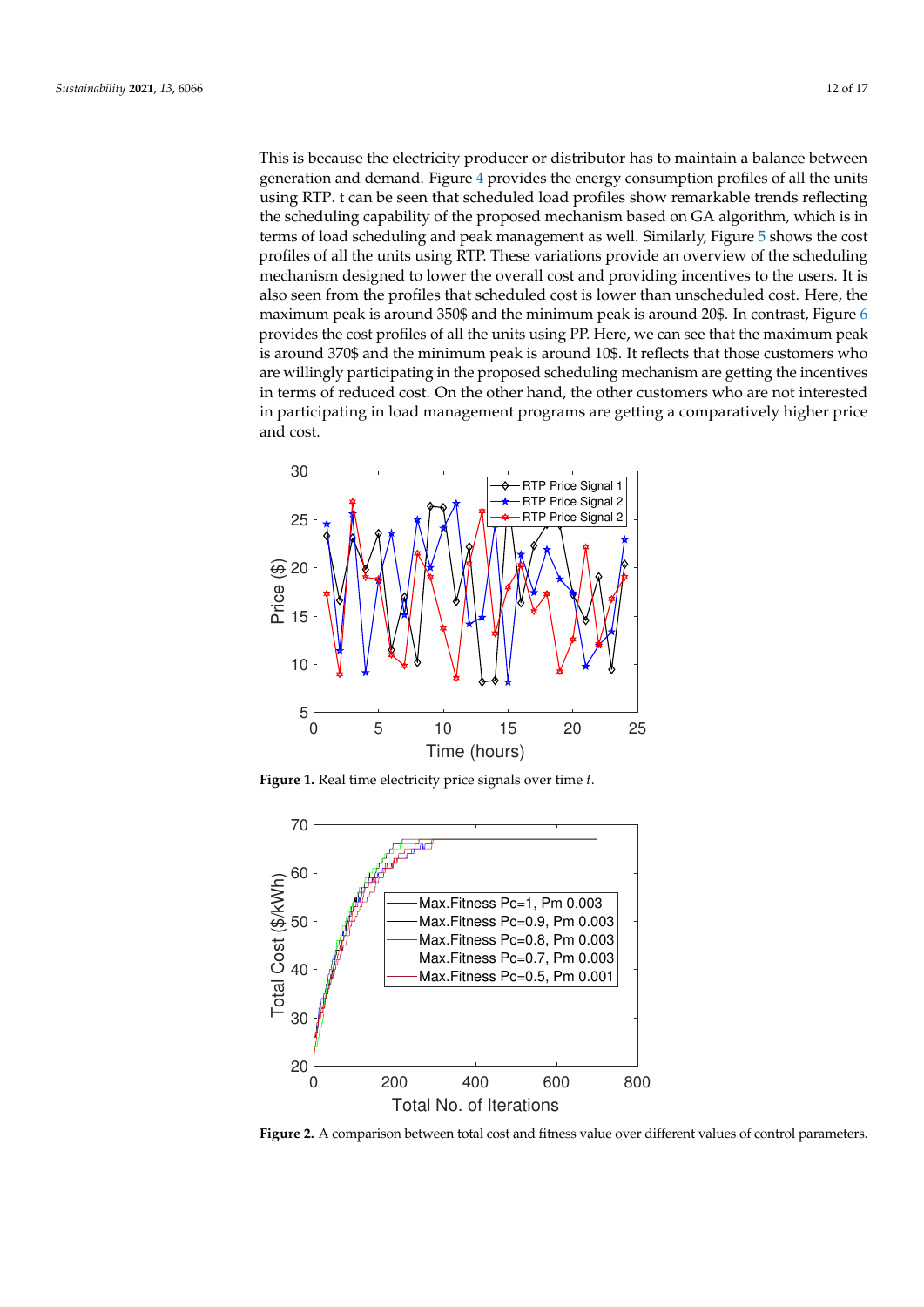This is because the electricity producer or distributor has to maintain a balance between generation and demand. Figure 4 provides the energy consumption profiles of all the units using RTP. t can be seen that scheduled load profiles show remarkable trends reflecting the scheduling capability of the proposed mechanism based on GA algorithm, which is in terms of load scheduling and peak management as well. Similarly, Figure 5 shows the cost profiles of all the units using RTP. These variations provide an overview of the scheduling mechanism designed to lower the overall cost and providing incentives to the users. It is also seen from the profiles that scheduled cost is lower than unscheduled cost. Here, the maximum peak is around 350$ and the minimum peak is around 20$. In contrast, Figure 6 provides the cost profiles of all the units using PP. Here, we can see that the maximum peak is around 370$ and the minimum peak is around 10$. It reflects that those customers who are willingly participating in the proposed scheduling mechanism are getting the incentives in terms of reduced cost. On the other hand, the other customers who are not interested in participating in load management programs are getting a comparatively higher price and cost.

**Figure 1.** Real time electricity price signals over time $t$.

**Figure 2.** A comparison between total cost and fitness value over different values of control parameters.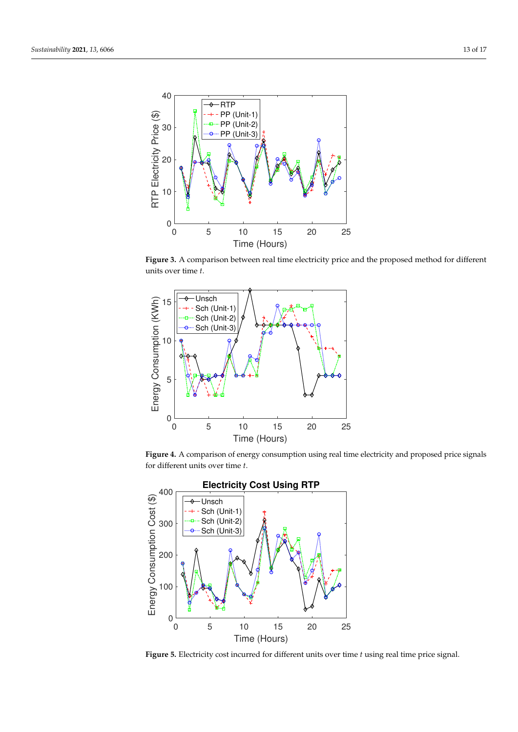**Figure 3.** A comparison between real time electricity price and the proposed method for different units over time $t$.

**Figure 4.** A comparison of energy consumption using real time electricity and proposed price signals for different units over time $t$.

**Figure 5.** Electricity cost incurred for different units over time $t$ using real time price signal.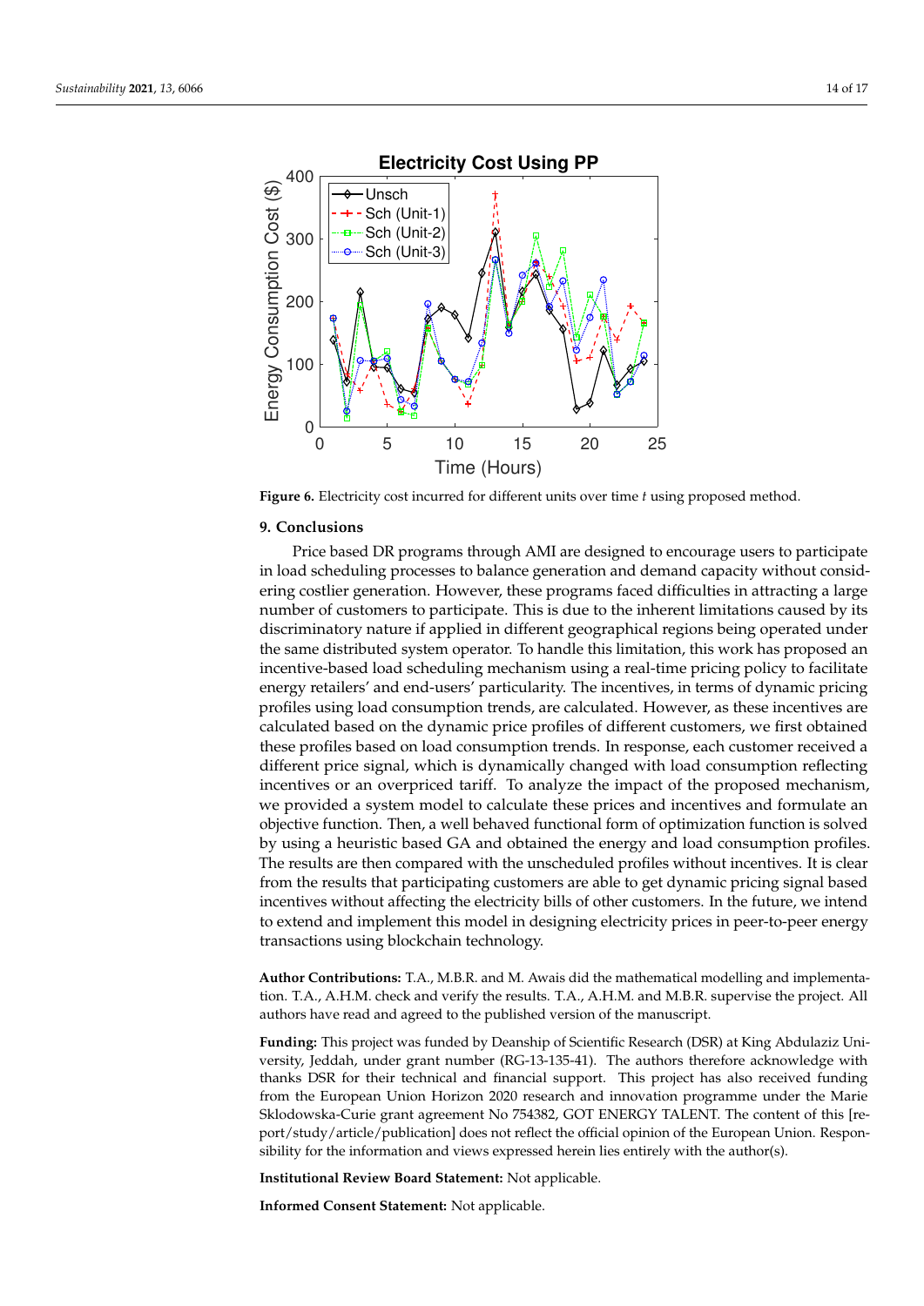**Figure 6.** Electricity cost incurred for different units over time *t* using proposed method.

## 9. Conclusions

Price based DR programs through AMI are designed to encourage users to participate in load scheduling processes to balance generation and demand capacity without considering costlier generation. However, these programs faced difficulties in attracting a large number of customers to participate. This is due to the inherent limitations caused by its discriminatory nature if applied in different geographical regions being operated under the same distributed system operator. To handle this limitation, this work has proposed an incentive-based load scheduling mechanism using a real-time pricing policy to facilitate energy retailers' and end-users' particularity. The incentives, in terms of dynamic pricing profiles using load consumption trends, are calculated. However, as these incentives are calculated based on the dynamic price profiles of different customers, we first obtained these profiles based on load consumption trends. In response, each customer received a different price signal, which is dynamically changed with load consumption reflecting incentives or an overpriced tariff. To analyze the impact of the proposed mechanism, we provided a system model to calculate these prices and incentives and formulate an objective function. Then, a well behaved functional form of optimization function is solved by using a heuristic based GA and obtained the energy and load consumption profiles. The results are then compared with the unscheduled profiles without incentives. It is clear from the results that participating customers are able to get dynamic pricing signal based incentives without affecting the electricity bills of other customers. In the future, we intend to extend and implement this model in designing electricity prices in peer-to-peer energy transactions using blockchain technology.

**Author Contributions:** T.A., M.B.R. and M. Awais did the mathematical modelling and implementation. T.A., A.H.M. check and verify the results. T.A., A.H.M. and M.B.R. supervise the project. All authors have read and agreed to the published version of the manuscript.

**Funding:** This project was funded by Deanship of Scientific Research (DSR) at King Abdulaziz University, Jeddah, under grant number (RG-13-135-41). The authors therefore acknowledge with thanks DSR for their technical and financial support. This project has also received funding from the European Union Horizon 2020 research and innovation programme under the Marie Sklodowska-Curie grant agreement No 754382, GOT ENERGY TALENT. The content of this [report/study/article/publication] does not reflect the official opinion of the European Union. Responsibility for the information and views expressed herein lies entirely with the author(s).

**Institutional Review Board Statement:** Not applicable.

**Informed Consent Statement:** Not applicable.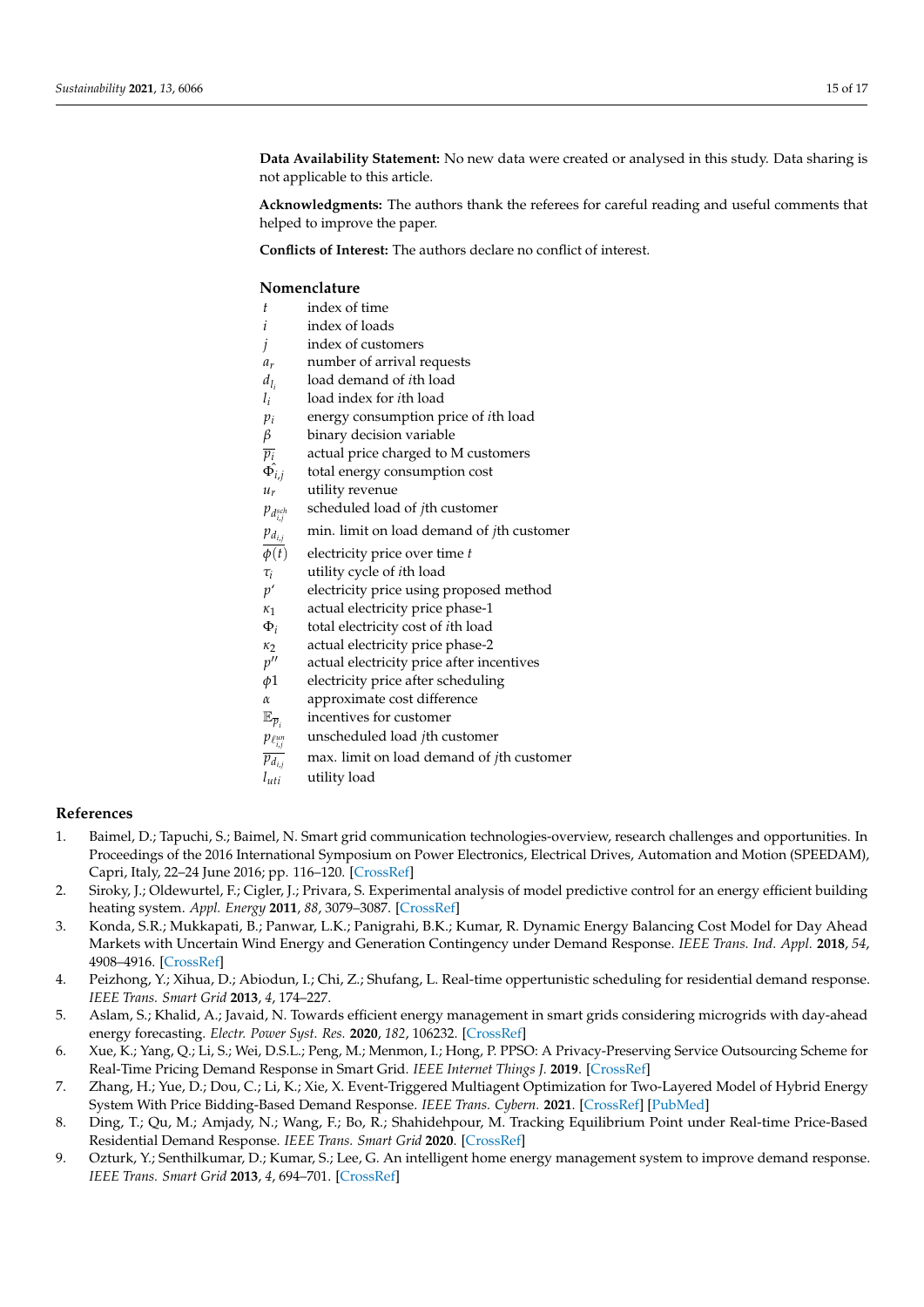**Data Availability Statement:** No new data were created or analysed in this study. Data sharing is not applicable to this article.

**Acknowledgments:** The authors thank the referees for careful reading and useful comments that helped to improve the paper.

**Conflicts of Interest:** The authors declare no conflict of interest.

## Nomenclature

| | |
|---|---|
| $t$ | index of time |
| $i$ | index of loads |
| $j$ | index of customers |
| $a_r$ | number of arrival requests |
| $d_{l_i}$ | load demand of $i$th load |
| $l_i$ | load index for $i$th load |
| $p_i$ | energy consumption price of $i$th load |
| $\beta$ | binary decision variable |
| $\overline{p_i}$ | actual price charged to M customers |
| $\hat{\Phi}_{i,j}$ | total energy consumption cost |
| $u_r$ | utility revenue |
| $p_{d^{sch}_{i,j}}$ | scheduled load of $j$th customer |
| $\underline{p_{d_{i,j}}}$ | min. limit on load demand of $j$th customer |
| $\overline{\phi(t)}$ | electricity price over time $t$ |
| $\tau_i$ | utility cycle of $i$th load |
| $p'$ | electricity price using proposed method |
| $\kappa_1$ | actual electricity price phase-1 |
| $\Phi_i$ | total electricity cost of $i$th load |
| $\kappa_2$ | actual electricity price phase-2 |
| $p''$ | actual electricity price after incentives |
| $\phi 1$ | electricity price after scheduling |
| $\alpha$ | approximate cost difference |
| $\mathbb{E}_{\overline{p}_i}$ | incentives for customer |
| $p_{\ell^{un}_{i,j}}$ | unscheduled load $j$th customer |
| $\overline{p_{d_{i,j}}}$ | max. limit on load demand of $j$th customer |
| $l_{uti}$ | utility load |

## References

1. Baimel, D.; Tapuchi, S.; Baimel, N. Smart grid communication technologies-overview, research challenges and opportunities. In Proceedings of the 2016 International Symposium on Power Electronics, Electrical Drives, Automation and Motion (SPEEDAM), Capri, Italy, 22–24 June 2016; pp. 116–120. [CrossRef]
2. Siroky, J.; Oldewurtel, F.; Cigler, J.; Privara, S. Experimental analysis of model predictive control for an energy efficient building heating system. *Appl. Energy* **2011**, *88*, 3079–3087. [CrossRef]
3. Konda, S.R.; Mukkapati, B.; Panwar, L.K.; Panigrahi, B.K.; Kumar, R. Dynamic Energy Balancing Cost Model for Day Ahead Markets with Uncertain Wind Energy and Generation Contingency under Demand Response. *IEEE Trans. Ind. Appl.* **2018**, *54*, 4908–4916. [CrossRef]
4. Peizhong, Y.; Xihua, D.; Abiodun, I.; Chi, Z.; Shufang, L. Real-time oppertunistic scheduling for residential demand response. *IEEE Trans. Smart Grid* **2013**, *4*, 174–227.
5. Aslam, S.; Khalid, A.; Javaid, N. Towards efficient energy management in smart grids considering microgrids with day-ahead energy forecasting. *Electr. Power Syst. Res.* **2020**, *182*, 106232. [CrossRef]
6. Xue, K.; Yang, Q.; Li, S.; Wei, D.S.L.; Peng, M.; Menmon, I.; Hong, P. PPSO: A Privacy-Preserving Service Outsourcing Scheme for Real-Time Pricing Demand Response in Smart Grid. *IEEE Internet Things J.* **2019**. [CrossRef]
7. Zhang, H.; Yue, D.; Dou, C.; Li, K.; Xie, X. Event-Triggered Multiagent Optimization for Two-Layered Model of Hybrid Energy System With Price Bidding-Based Demand Response. *IEEE Trans. Cybern.* **2021**. [CrossRef] [PubMed]
8. Ding, T.; Qu, M.; Amjady, N.; Wang, F.; Bo, R.; Shahidehpour, M. Tracking Equilibrium Point under Real-time Price-Based Residential Demand Response. *IEEE Trans. Smart Grid* **2020**. [CrossRef]
9. Ozturk, Y.; Senthilkumar, D.; Kumar, S.; Lee, G. An intelligent home energy management system to improve demand response. *IEEE Trans. Smart Grid* **2013**, *4*, 694–701. [CrossRef]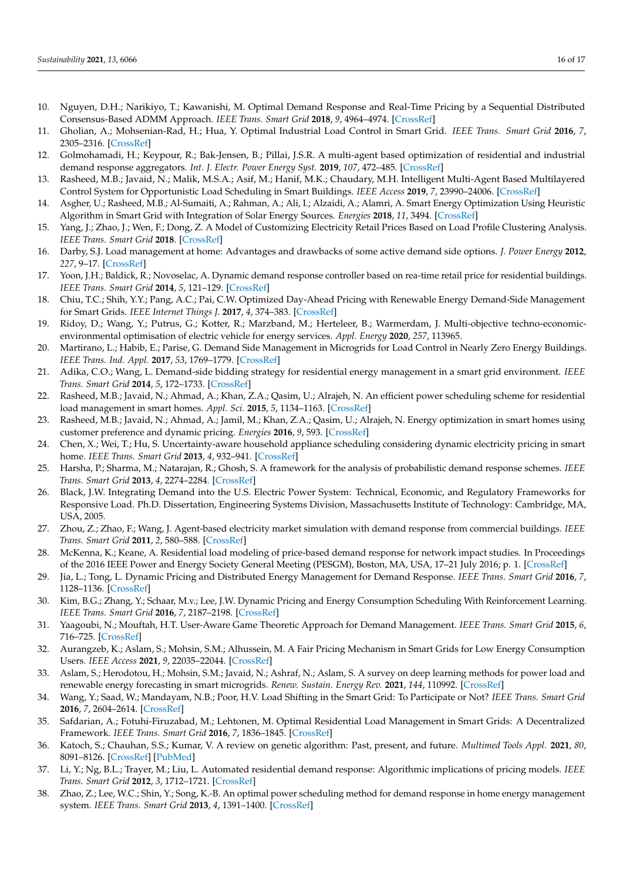10. Nguyen, D.H.; Narikiyo, T.; Kawanishi, M. Optimal Demand Response and Real-Time Pricing by a Sequential Distributed Consensus-Based ADMM Approach. *IEEE Trans. Smart Grid* **2018**, *9*, 4964–4974. [CrossRef]
11. Gholian, A.; Mohsenian-Rad, H.; Hua, Y. Optimal Industrial Load Control in Smart Grid. *IEEE Trans. Smart Grid* **2016**, *7*, 2305–2316. [CrossRef]
12. Golmohamadi, H.; Keypour, R.; Bak-Jensen, B.; Pillai, J.S.R. A multi-agent based optimization of residential and industrial demand response aggregators. *Int. J. Electr. Power Energy Syst.* **2019**, *107*, 472–485. [CrossRef]
13. Rasheed, M.B.; Javaid, N.; Malik, M.S.A.; Asif, M.; Hanif, M.K.; Chaudary, M.H. Intelligent Multi-Agent Based Multilayered Control System for Opportunistic Load Scheduling in Smart Buildings. *IEEE Access* **2019**, *7*, 23990–24006. [CrossRef]
14. Asgher, U.; Rasheed, M.B.; Al-Sumaiti, A.; Rahman, A.; Ali, I.; Alzaidi, A.; Alamri, A. Smart Energy Optimization Using Heuristic Algorithm in Smart Grid with Integration of Solar Energy Sources. *Energies* **2018**, *11*, 3494. [CrossRef]
15. Yang, J.; Zhao, J.; Wen, F.; Dong, Z. A Model of Customizing Electricity Retail Prices Based on Load Profile Clustering Analysis. *IEEE Trans. Smart Grid* **2018**. [CrossRef]
16. Darby, S.J. Load management at home: Advantages and drawbacks of some active demand side options. *J. Power Energy* **2012**, *227*, 9–17. [CrossRef]
17. Yoon, J.H.; Baldick, R.; Novoselac, A. Dynamic demand response controller based on rea-time retail price for residential buildings. *IEEE Trans. Smart Grid* **2014**, *5*, 121–129. [CrossRef]
18. Chiu, T.C.; Shih, Y.Y.; Pang, A.C.; Pai, C.W. Optimized Day-Ahead Pricing with Renewable Energy Demand-Side Management for Smart Grids. *IEEE Internet Things J.* **2017**, *4*, 374–383. [CrossRef]
19. Ridoy, D.; Wang, Y.; Putrus, G.; Kotter, R.; Marzband, M.; Herteleer, B.; Warmerdam, J. Multi-objective techno-economic-environmental optimisation of electric vehicle for energy services. *Appl. Energy* **2020**, *257*, 113965.
20. Martirano, L.; Habib, E.; Parise, G. Demand Side Management in Microgrids for Load Control in Nearly Zero Energy Buildings. *IEEE Trans. Ind. Appl.* **2017**, *53*, 1769–1779. [CrossRef]
21. Adika, C.O.; Wang, L. Demand-side bidding strategy for residential energy management in a smart grid environment. *IEEE Trans. Smart Grid* **2014**, *5*, 172–1733. [CrossRef]
22. Rasheed, M.B.; Javaid, N.; Ahmad, A.; Khan, Z.A.; Qasim, U.; Alrajeh, N. An efficient power scheduling scheme for residential load management in smart homes. *Appl. Sci.* **2015**, *5*, 1134–1163. [CrossRef]
23. Rasheed, M.B.; Javaid, N.; Ahmad, A.; Jamil, M.; Khan, Z.A.; Qasim, U.; Alrajeh, N. Energy optimization in smart homes using customer preference and dynamic pricing. *Energies* **2016**, *9*, 593. [CrossRef]
24. Chen, X.; Wei, T.; Hu, S. Uncertainty-aware household appliance scheduling considering dynamic electricity pricing in smart home. *IEEE Trans. Smart Grid* **2013**, *4*, 932–941. [CrossRef]
25. Harsha, P.; Sharma, M.; Natarajan, R.; Ghosh, S. A framework for the analysis of probabilistic demand response schemes. *IEEE Trans. Smart Grid* **2013**, *4*, 2274–2284. [CrossRef]
26. Black, J.W. Integrating Demand into the U.S. Electric Power System: Technical, Economic, and Regulatory Frameworks for Responsive Load. Ph.D. Dissertation, Engineering Systems Division, Massachusetts Institute of Technology: Cambridge, MA, USA, 2005.
27. Zhou, Z.; Zhao, F.; Wang, J. Agent-based electricity market simulation with demand response from commercial buildings. *IEEE Trans. Smart Grid* **2011**, *2*, 580–588. [CrossRef]
28. McKenna, K.; Keane, A. Residential load modeling of price-based demand response for network impact studies. In Proceedings of the 2016 IEEE Power and Energy Society General Meeting (PESGM), Boston, MA, USA, 17–21 July 2016; p. 1. [CrossRef]
29. Jia, L.; Tong, L. Dynamic Pricing and Distributed Energy Management for Demand Response. *IEEE Trans. Smart Grid* **2016**, *7*, 1128–1136. [CrossRef]
30. Kim, B.G.; Zhang, Y.; Schaar, M.v.; Lee, J.W. Dynamic Pricing and Energy Consumption Scheduling With Reinforcement Learning. *IEEE Trans. Smart Grid* **2016**, *7*, 2187–2198. [CrossRef]
31. Yaagoubi, N.; Mouftah, H.T. User-Aware Game Theoretic Approach for Demand Management. *IEEE Trans. Smart Grid* **2015**, *6*, 716–725. [CrossRef]
32. Aurangzeb, K.; Aslam, S.; Mohsin, S.M.; Alhussein, M. A Fair Pricing Mechanism in Smart Grids for Low Energy Consumption Users. *IEEE Access* **2021**, *9*, 22035–22044. [CrossRef]
33. Aslam, S.; Herodotou, H.; Mohsin, S.M.; Javaid, N.; Ashraf, N.; Aslam, S. A survey on deep learning methods for power load and renewable energy forecasting in smart microgrids. *Renew. Sustain. Energy Rev.* **2021**, *144*, 110992. [CrossRef]
34. Wang, Y.; Saad, W.; Mandayam, N.B.; Poor, H.V. Load Shifting in the Smart Grid: To Participate or Not? *IEEE Trans. Smart Grid* **2016**, *7*, 2604–2614. [CrossRef]
35. Safdarian, A.; Fotuhi-Firuzabad, M.; Lehtonen, M. Optimal Residential Load Management in Smart Grids: A Decentralized Framework. *IEEE Trans. Smart Grid* **2016**, *7*, 1836–1845. [CrossRef]
36. Katoch, S.; Chauhan, S.S.; Kumar, V. A review on genetic algorithm: Past, present, and future. *Multimed Tools Appl.* **2021**, *80*, 8091–8126. [CrossRef] [PubMed]
37. Li, Y.; Ng, B.L.; Trayer, M.; Liu, L. Automated residential demand response: Algorithmic implications of pricing models. *IEEE Trans. Smart Grid* **2012**, *3*, 1712–1721. [CrossRef]
38. Zhao, Z.; Lee, W.C.; Shin, Y.; Song, K.-B. An optimal power scheduling method for demand response in home energy management system. *IEEE Trans. Smart Grid* **2013**, *4*, 1391–1400. [CrossRef]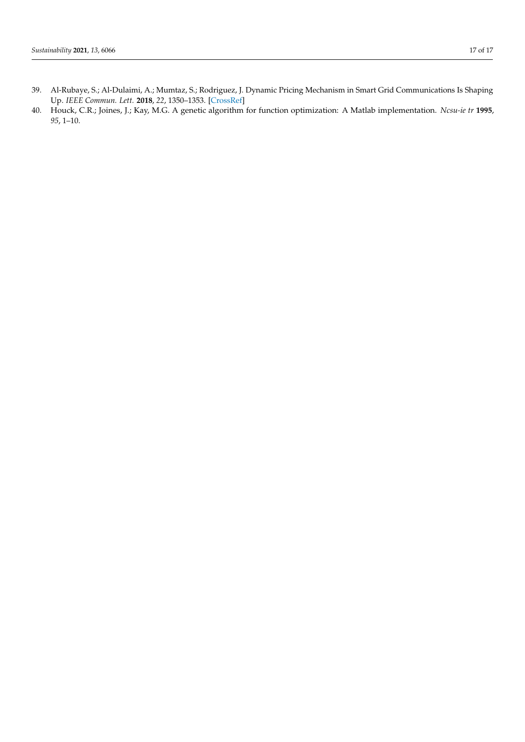39. Al-Rubaye, S.; Al-Dulaimi, A.; Mumtaz, S.; Rodriguez, J. Dynamic Pricing Mechanism in Smart Grid Communications Is Shaping Up. *IEEE Commun. Lett.* **2018**, *22*, 1350–1353. [CrossRef]
40. Houck, C.R.; Joines, J.; Kay, M.G. A genetic algorithm for function optimization: A Matlab implementation. *Ncsu-ie tr* **1995**, *95*, 1–10.